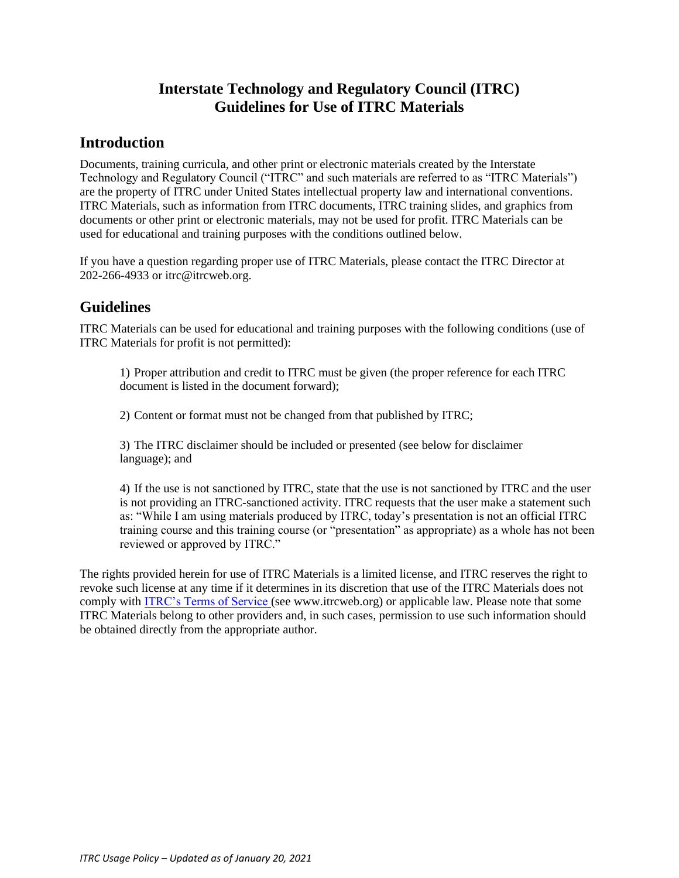# Interstate Technology and Regulatory Council (ITRC) Guidelines for Use of ITRC Materials

## Introduction

Documents, training curricula, and other print or electronic materials created by the Interstate Technology and Regulatory Council ("ITRC" and such materials are referred to as "ITRC Materials") are the property of ITRC under United States intellectual property law and international conventions. ITRC Materials, such as information from ITRC documents, ITRC training slides, and graphics from documents or other print or electronic materials, may not be used for profit. ITRC Materials can be used for educational and training purposes with the conditions outlined below.

If you have a question regarding proper use of ITRC Materials, please contact the ITRC Director at 202-266-4933 or itrc@itrcweb.org.

## Guidelines

ITRC Materials can be used for educational and training purposes with the following conditions (use of ITRC Materials for profit is not permitted):

1) Proper attribution and credit to ITRC must be given (the proper reference for each ITRC document is listed in the document forward);

2) Content or format must not be changed from that published by ITRC;

3) The ITRC disclaimer should be included or presented (see below for disclaimer language); and

4) If the use is not sanctioned by ITRC, state that the use is not sanctioned by ITRC and the user is not providing an ITRC-sanctioned activity. ITRC requests that the user make a statement such as: "While I am using materials produced by ITRC, today's presentation is not an official ITRC training course and this training course (or "presentation" as appropriate) as a whole has not been reviewed or approved by ITRC."

The rights provided herein for use of ITRC Materials is a limited license, and ITRC reserves the right to revoke such license at any time if it determines in its discretion that use of the ITRC Materials does not comply with ITRC's Terms of Service (see www.itrcweb.org) or applicable law. Please note that some ITRC Materials belong to other providers and, in such cases, permission to use such information should be obtained directly from the appropriate author.

*ITRC Usage Policy – Updated as of January 20, 2021*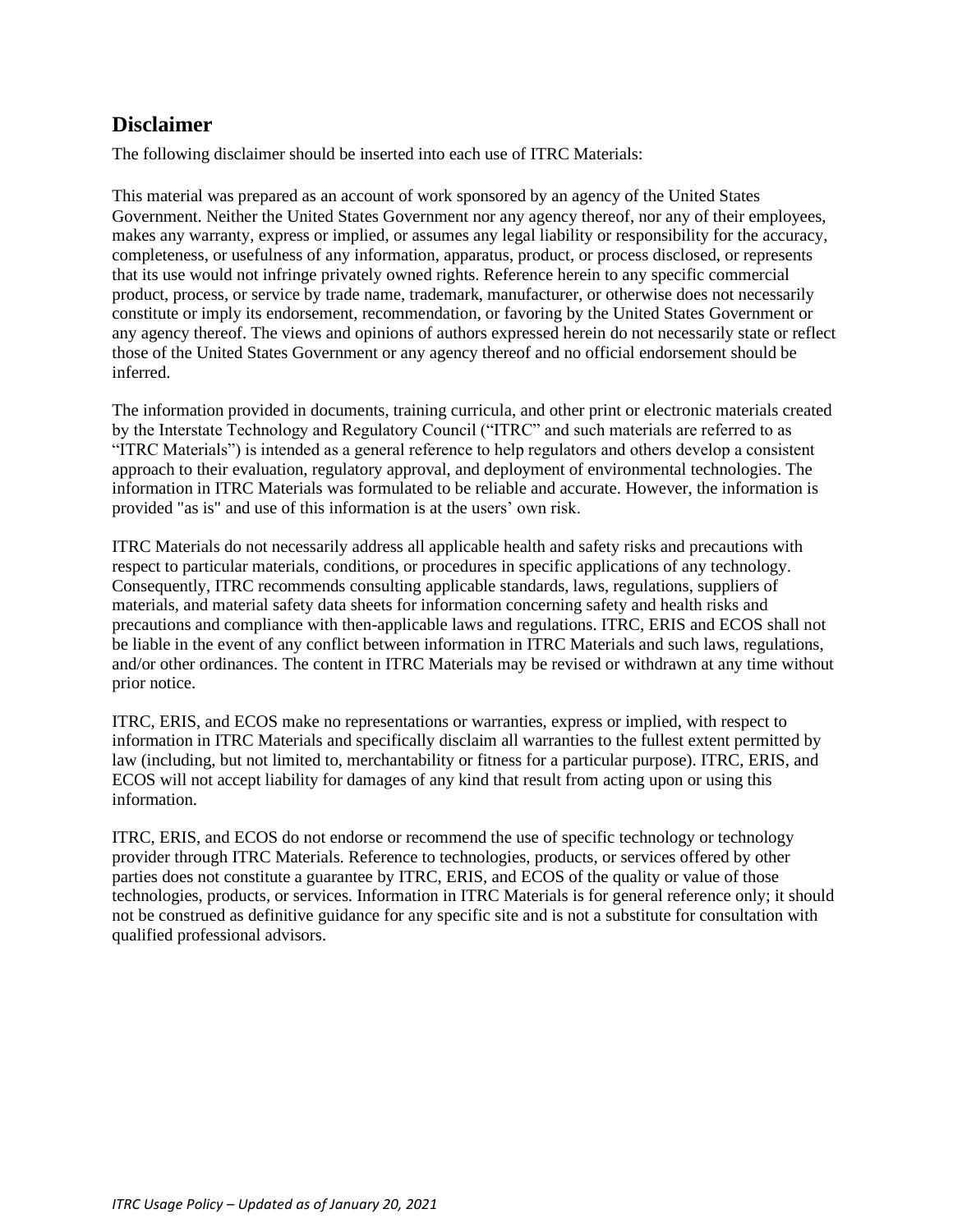## Disclaimer

The following disclaimer should be inserted into each use of ITRC Materials:

This material was prepared as an account of work sponsored by an agency of the United States Government. Neither the United States Government nor any agency thereof, nor any of their employees, makes any warranty, express or implied, or assumes any legal liability or responsibility for the accuracy, completeness, or usefulness of any information, apparatus, product, or process disclosed, or represents that its use would not infringe privately owned rights. Reference herein to any specific commercial product, process, or service by trade name, trademark, manufacturer, or otherwise does not necessarily constitute or imply its endorsement, recommendation, or favoring by the United States Government or any agency thereof. The views and opinions of authors expressed herein do not necessarily state or reflect those of the United States Government or any agency thereof and no official endorsement should be inferred.

The information provided in documents, training curricula, and other print or electronic materials created by the Interstate Technology and Regulatory Council ("ITRC" and such materials are referred to as "ITRC Materials") is intended as a general reference to help regulators and others develop a consistent approach to their evaluation, regulatory approval, and deployment of environmental technologies. The information in ITRC Materials was formulated to be reliable and accurate. However, the information is provided "as is" and use of this information is at the users' own risk.

ITRC Materials do not necessarily address all applicable health and safety risks and precautions with respect to particular materials, conditions, or procedures in specific applications of any technology. Consequently, ITRC recommends consulting applicable standards, laws, regulations, suppliers of materials, and material safety data sheets for information concerning safety and health risks and precautions and compliance with then-applicable laws and regulations. ITRC, ERIS and ECOS shall not be liable in the event of any conflict between information in ITRC Materials and such laws, regulations, and/or other ordinances. The content in ITRC Materials may be revised or withdrawn at any time without prior notice.

ITRC, ERIS, and ECOS make no representations or warranties, express or implied, with respect to information in ITRC Materials and specifically disclaim all warranties to the fullest extent permitted by law (including, but not limited to, merchantability or fitness for a particular purpose). ITRC, ERIS, and ECOS will not accept liability for damages of any kind that result from acting upon or using this information.

ITRC, ERIS, and ECOS do not endorse or recommend the use of specific technology or technology provider through ITRC Materials. Reference to technologies, products, or services offered by other parties does not constitute a guarantee by ITRC, ERIS, and ECOS of the quality or value of those technologies, products, or services. Information in ITRC Materials is for general reference only; it should not be construed as definitive guidance for any specific site and is not a substitute for consultation with qualified professional advisors.